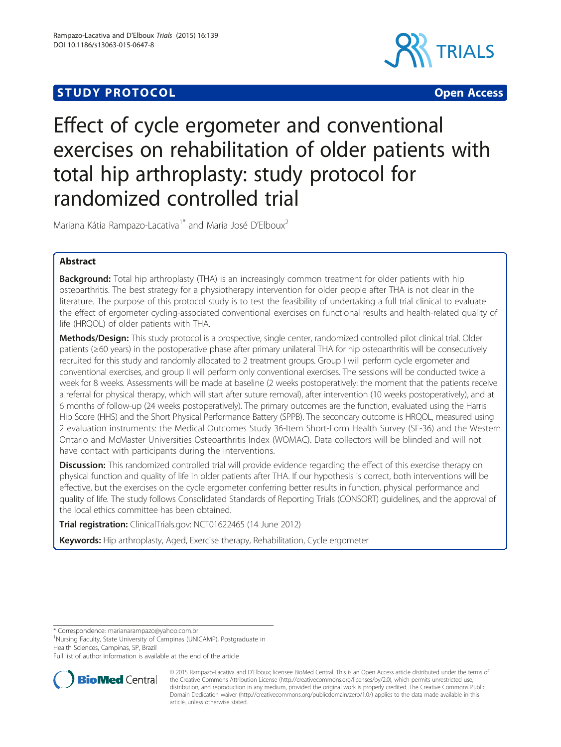STUDY PROTOCOL Open Access

# Effect of cycle ergometer and conventional exercises on rehabilitation of older patients with total hip arthroplasty: study protocol for randomized controlled trial

Mariana Kátia Rampazo-Lacativa[1*] and Maria José D'Elboux[2]

## Abstract

**Background:** Total hip arthroplasty (THA) is an increasingly common treatment for older patients with hip osteoarthritis. The best strategy for a physiotherapy intervention for older people after THA is not clear in the literature. The purpose of this protocol study is to test the feasibility of undertaking a full trial clinical to evaluate the effect of ergometer cycling-associated conventional exercises on functional results and health-related quality of life (HRQOL) of older patients with THA.

**Methods/Design:** This study protocol is a prospective, single center, randomized controlled pilot clinical trial. Older patients (≥60 years) in the postoperative phase after primary unilateral THA for hip osteoarthritis will be consecutively recruited for this study and randomly allocated to 2 treatment groups. Group I will perform cycle ergometer and conventional exercises, and group II will perform only conventional exercises. The sessions will be conducted twice a week for 8 weeks. Assessments will be made at baseline (2 weeks postoperatively: the moment that the patients receive a referral for physical therapy, which will start after suture removal), after intervention (10 weeks postoperatively), and at 6 months of follow-up (24 weeks postoperatively). The primary outcomes are the function, evaluated using the Harris Hip Score (HHS) and the Short Physical Performance Battery (SPPB). The secondary outcome is HRQOL, measured using 2 evaluation instruments: the Medical Outcomes Study 36-Item Short-Form Health Survey (SF-36) and the Western Ontario and McMaster Universities Osteoarthritis Index (WOMAC). Data collectors will be blinded and will not have contact with participants during the interventions.

**Discussion:** This randomized controlled trial will provide evidence regarding the effect of this exercise therapy on physical function and quality of life in older patients after THA. If our hypothesis is correct, both interventions will be effective, but the exercises on the cycle ergometer conferring better results in function, physical performance and quality of life. The study follows Consolidated Standards of Reporting Trials (CONSORT) guidelines, and the approval of the local ethics committee has been obtained.

**Trial registration:** ClinicalTrials.gov: NCT01622465 (14 June 2012)

**Keywords:** Hip arthroplasty, Aged, Exercise therapy, Rehabilitation, Cycle ergometer

\* Correspondence: marianarampazo@yahoo.com.br
[1]Nursing Faculty, State University of Campinas (UNICAMP), Postgraduate in Health Sciences, Campinas, SP, Brazil
Full list of author information is available at the end of the article

© 2015 Rampazo-Lacativa and D'Elboux; licensee BioMed Central. This is an Open Access article distributed under the terms of the Creative Commons Attribution License (http://creativecommons.org/licenses/by/2.0), which permits unrestricted use, distribution, and reproduction in any medium, provided the original work is properly credited. The Creative Commons Public Domain Dedication waiver (http://creativecommons.org/publicdomain/zero/1.0/) applies to the data made available in this article, unless otherwise stated.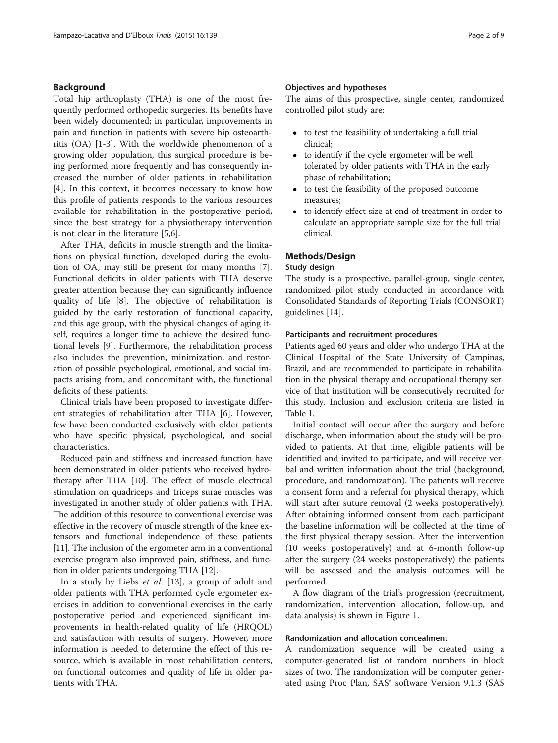## Background

Total hip arthroplasty (THA) is one of the most frequently performed orthopedic surgeries. Its benefits have been widely documented; in particular, improvements in pain and function in patients with severe hip osteoarthritis (OA) [1-3]. With the worldwide phenomenon of a growing older population, this surgical procedure is being performed more frequently and has consequently increased the number of older patients in rehabilitation [4]. In this context, it becomes necessary to know how this profile of patients responds to the various resources available for rehabilitation in the postoperative period, since the best strategy for a physiotherapy intervention is not clear in the literature [5,6].

After THA, deficits in muscle strength and the limitations on physical function, developed during the evolution of OA, may still be present for many months [7]. Functional deficits in older patients with THA deserve greater attention because they can significantly influence quality of life [8]. The objective of rehabilitation is guided by the early restoration of functional capacity, and this age group, with the physical changes of aging itself, requires a longer time to achieve the desired functional levels [9]. Furthermore, the rehabilitation process also includes the prevention, minimization, and restoration of possible psychological, emotional, and social impacts arising from, and concomitant with, the functional deficits of these patients.

Clinical trials have been proposed to investigate different strategies of rehabilitation after THA [6]. However, few have been conducted exclusively with older patients who have specific physical, psychological, and social characteristics.

Reduced pain and stiffness and increased function have been demonstrated in older patients who received hydrotherapy after THA [10]. The effect of muscle electrical stimulation on quadriceps and triceps surae muscles was investigated in another study of older patients with THA. The addition of this resource to conventional exercise was effective in the recovery of muscle strength of the knee extensors and functional independence of these patients [11]. The inclusion of the ergometer arm in a conventional exercise program also improved pain, stiffness, and function in older patients undergoing THA [12].

In a study by Liebs *et al*. [13], a group of adult and older patients with THA performed cycle ergometer exercises in addition to conventional exercises in the early postoperative period and experienced significant improvements in health-related quality of life (HRQOL) and satisfaction with results of surgery. However, more information is needed to determine the effect of this resource, which is available in most rehabilitation centers, on functional outcomes and quality of life in older patients with THA.

### Objectives and hypotheses

The aims of this prospective, single center, randomized controlled pilot study are:

- to test the feasibility of undertaking a full trial clinical;
- to identify if the cycle ergometer will be well tolerated by older patients with THA in the early phase of rehabilitation;
- to test the feasibility of the proposed outcome measures;
- to identify effect size at end of treatment in order to calculate an appropriate sample size for the full trial clinical.

## Methods/Design

### Study design

The study is a prospective, parallel-group, single center, randomized pilot study conducted in accordance with Consolidated Standards of Reporting Trials (CONSORT) guidelines [14].

### Participants and recruitment procedures

Patients aged 60 years and older who undergo THA at the Clinical Hospital of the State University of Campinas, Brazil, and are recommended to participate in rehabilitation in the physical therapy and occupational therapy service of that institution will be consecutively recruited for this study. Inclusion and exclusion criteria are listed in Table 1.

Initial contact will occur after the surgery and before discharge, when information about the study will be provided to patients. At that time, eligible patients will be identified and invited to participate, and will receive verbal and written information about the trial (background, procedure, and randomization). The patients will receive a consent form and a referral for physical therapy, which will start after suture removal (2 weeks postoperatively). After obtaining informed consent from each participant the baseline information will be collected at the time of the first physical therapy session. After the intervention (10 weeks postoperatively) and at 6-month follow-up after the surgery (24 weeks postoperatively) the patients will be assessed and the analysis outcomes will be performed.

A flow diagram of the trial's progression (recruitment, randomization, intervention allocation, follow-up, and data analysis) is shown in Figure 1.

### Randomization and allocation concealment

A randomization sequence will be created using a computer-generated list of random numbers in block sizes of two. The randomization will be computer generated using Proc Plan, SAS® software Version 9.1.3 (SAS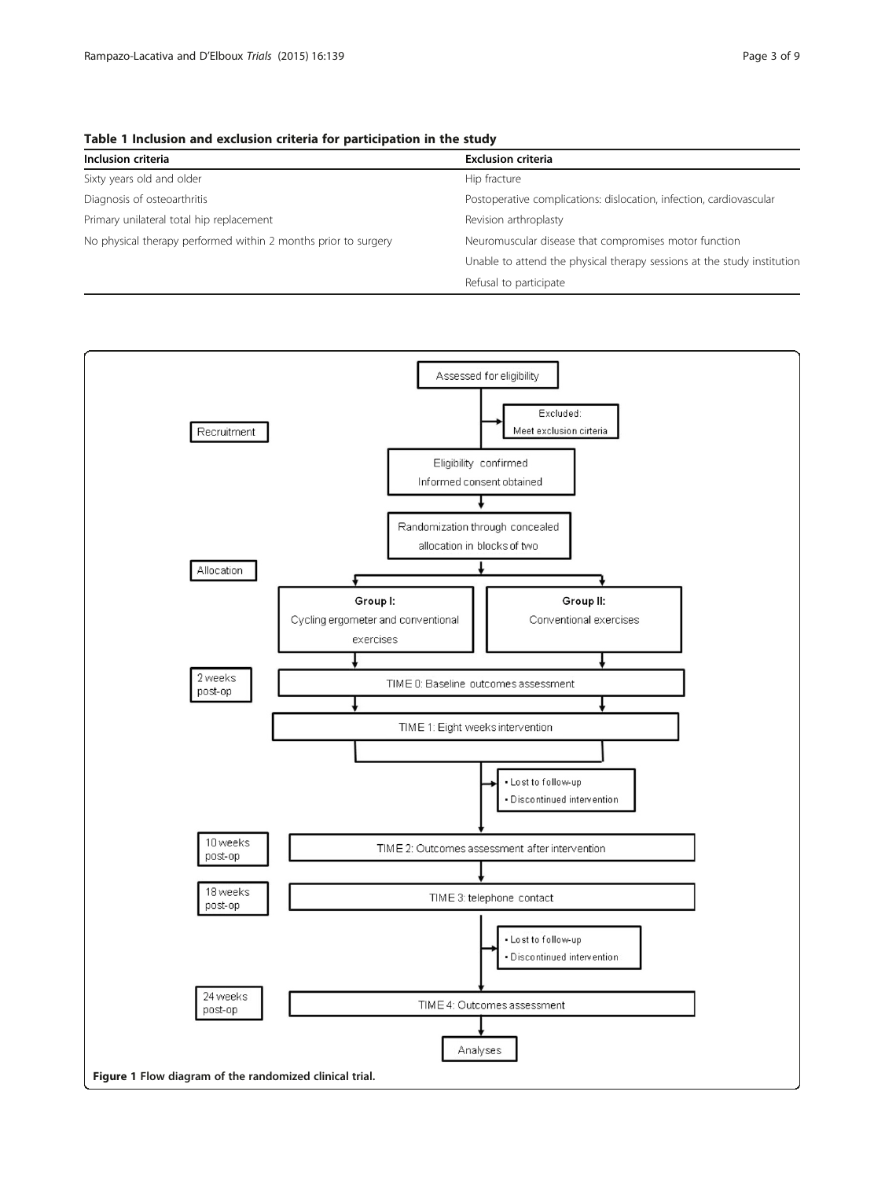**Table 1 Inclusion and exclusion criteria for participation in the study**

| Inclusion criteria | Exclusion criteria |
| --- | --- |
| Sixty years old and older | Hip fracture |
| Diagnosis of osteoarthritis | Postoperative complications: dislocation, infection, cardiovascular |
| Primary unilateral total hip replacement | Revision arthroplasty |
| No physical therapy performed within 2 months prior to surgery | Neuromuscular disease that compromises motor function |
| | Unable to attend the physical therapy sessions at the study institution |
| | Refusal to participate |

Recruitment

Assessed for eligibility

Excluded: Meet exclusion cirteria

Eligibility confirmed
Informed consent obtained

Randomization through concealed allocation in blocks of two

Allocation

**Group I:** Cycling ergometer and conventional exercises

**Group II:** Conventional exercises

2 weeks post-op — TIME 0: Baseline outcomes assessment

TIME 1: Eight weeks intervention

- Lost to follow-up
- Discontinued intervention

10 weeks post-op — TIME 2: Outcomes assessment after intervention

18 weeks post-op — TIME 3: telephone contact

- Lost to follow-up
- Discontinued intervention

24 weeks post-op — TIME 4: Outcomes assessment

Analyses

**Figure 1** Flow diagram of the randomized clinical trial.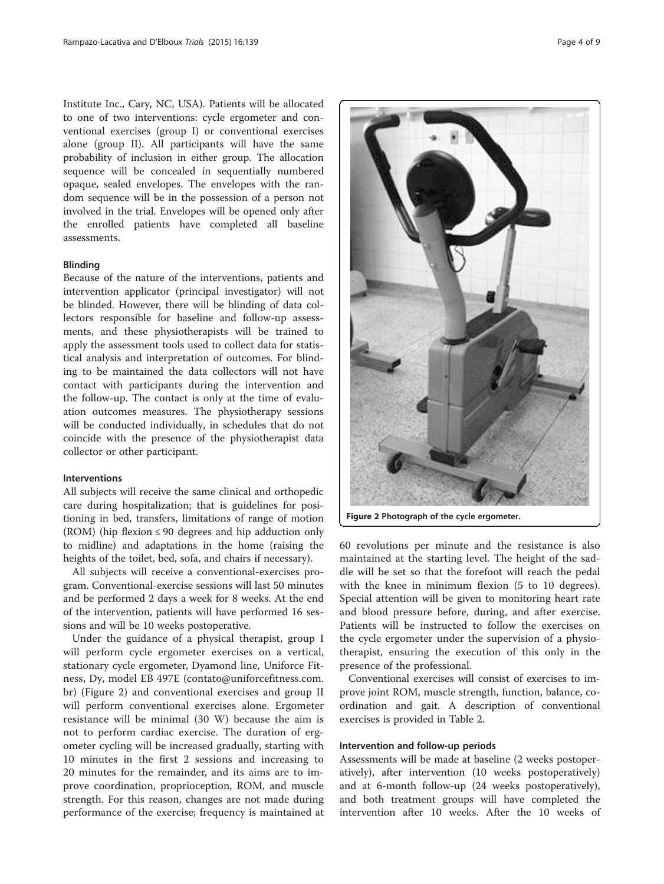Institute Inc., Cary, NC, USA). Patients will be allocated to one of two interventions: cycle ergometer and conventional exercises (group I) or conventional exercises alone (group II). All participants will have the same probability of inclusion in either group. The allocation sequence will be concealed in sequentially numbered opaque, sealed envelopes. The envelopes with the random sequence will be in the possession of a person not involved in the trial. Envelopes will be opened only after the enrolled patients have completed all baseline assessments.

### Blinding

Because of the nature of the interventions, patients and intervention applicator (principal investigator) will not be blinded. However, there will be blinding of data collectors responsible for baseline and follow-up assessments, and these physiotherapists will be trained to apply the assessment tools used to collect data for statistical analysis and interpretation of outcomes. For blinding to be maintained the data collectors will not have contact with participants during the intervention and the follow-up. The contact is only at the time of evaluation outcomes measures. The physiotherapy sessions will be conducted individually, in schedules that do not coincide with the presence of the physiotherapist data collector or other participant.

### Interventions

All subjects will receive the same clinical and orthopedic care during hospitalization; that is guidelines for positioning in bed, transfers, limitations of range of motion (ROM) (hip flexion ≤ 90 degrees and hip adduction only to midline) and adaptations in the home (raising the heights of the toilet, bed, sofa, and chairs if necessary).

All subjects will receive a conventional-exercises program. Conventional-exercise sessions will last 50 minutes and be performed 2 days a week for 8 weeks. At the end of the intervention, patients will have performed 16 sessions and will be 10 weeks postoperative.

Under the guidance of a physical therapist, group I will perform cycle ergometer exercises on a vertical, stationary cycle ergometer, Dyamond line, Uniforce Fitness, Dy, model EB 497E (contato@uniforcefitness.com.br) (Figure 2) and conventional exercises and group II will perform conventional exercises alone. Ergometer resistance will be minimal (30 W) because the aim is not to perform cardiac exercise. The duration of ergometer cycling will be increased gradually, starting with 10 minutes in the first 2 sessions and increasing to 20 minutes for the remainder, and its aims are to improve coordination, proprioception, ROM, and muscle strength. For this reason, changes are not made during performance of the exercise; frequency is maintained at 60 revolutions per minute and the resistance is also maintained at the starting level. The height of the saddle will be set so that the forefoot will reach the pedal with the knee in minimum flexion (5 to 10 degrees). Special attention will be given to monitoring heart rate and blood pressure before, during, and after exercise. Patients will be instructed to follow the exercises on the cycle ergometer under the supervision of a physiotherapist, ensuring the execution of this only in the presence of the professional.

**Figure 2 Photograph of the cycle ergometer.**

Conventional exercises will consist of exercises to improve joint ROM, muscle strength, function, balance, coordination and gait. A description of conventional exercises is provided in Table 2.

### Intervention and follow-up periods

Assessments will be made at baseline (2 weeks postoperatively), after intervention (10 weeks postoperatively) and at 6-month follow-up (24 weeks postoperatively), and both treatment groups will have completed the intervention after 10 weeks. After the 10 weeks of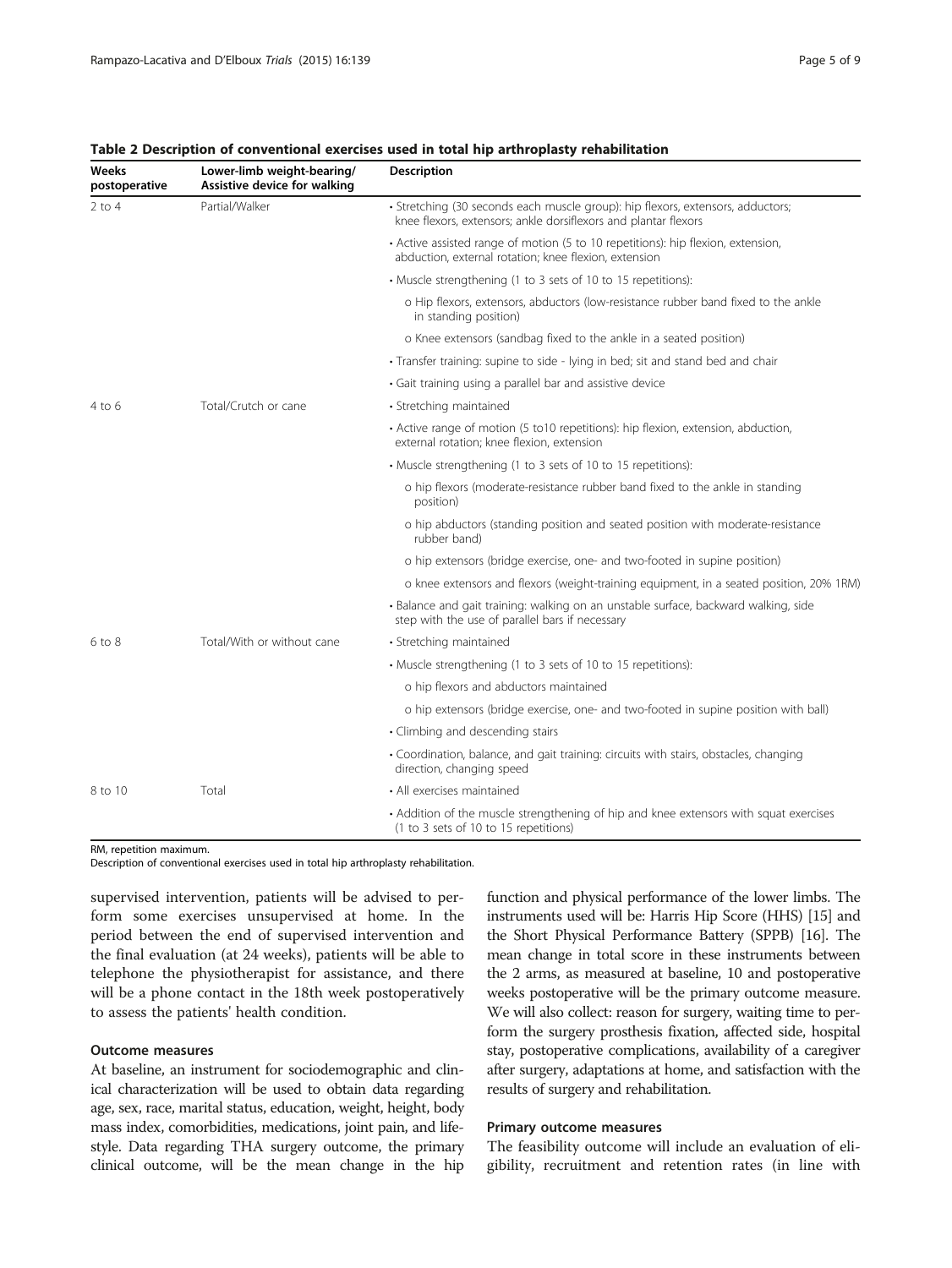**Table 2 Description of conventional exercises used in total hip arthroplasty rehabilitation**

| Weeks postoperative | Lower-limb weight-bearing/ Assistive device for walking | Description |
|---|---|---|
| 2 to 4 | Partial/Walker | • Stretching (30 seconds each muscle group): hip flexors, extensors, adductors; knee flexors, extensors; ankle dorsiflexors and plantar flexors |
| | | • Active assisted range of motion (5 to 10 repetitions): hip flexion, extension, abduction, external rotation; knee flexion, extension |
| | | • Muscle strengthening (1 to 3 sets of 10 to 15 repetitions): |
| | | o Hip flexors, extensors, abductors (low-resistance rubber band fixed to the ankle in standing position) |
| | | o Knee extensors (sandbag fixed to the ankle in a seated position) |
| | | • Transfer training: supine to side - lying in bed; sit and stand bed and chair |
| | | • Gait training using a parallel bar and assistive device |
| 4 to 6 | Total/Crutch or cane | • Stretching maintained |
| | | • Active range of motion (5 to10 repetitions): hip flexion, extension, abduction, external rotation; knee flexion, extension |
| | | • Muscle strengthening (1 to 3 sets of 10 to 15 repetitions): |
| | | o hip flexors (moderate-resistance rubber band fixed to the ankle in standing position) |
| | | o hip abductors (standing position and seated position with moderate-resistance rubber band) |
| | | o hip extensors (bridge exercise, one- and two-footed in supine position) |
| | | o knee extensors and flexors (weight-training equipment, in a seated position, 20% 1RM) |
| | | • Balance and gait training: walking on an unstable surface, backward walking, side step with the use of parallel bars if necessary |
| 6 to 8 | Total/With or without cane | • Stretching maintained |
| | | • Muscle strengthening (1 to 3 sets of 10 to 15 repetitions): |
| | | o hip flexors and abductors maintained |
| | | o hip extensors (bridge exercise, one- and two-footed in supine position with ball) |
| | | • Climbing and descending stairs |
| | | • Coordination, balance, and gait training: circuits with stairs, obstacles, changing direction, changing speed |
| 8 to 10 | Total | • All exercises maintained |
| | | • Addition of the muscle strengthening of hip and knee extensors with squat exercises (1 to 3 sets of 10 to 15 repetitions) |

RM, repetition maximum.
Description of conventional exercises used in total hip arthroplasty rehabilitation.

supervised intervention, patients will be advised to perform some exercises unsupervised at home. In the period between the end of supervised intervention and the final evaluation (at 24 weeks), patients will be able to telephone the physiotherapist for assistance, and there will be a phone contact in the 18th week postoperatively to assess the patients' health condition.

### Outcome measures

At baseline, an instrument for sociodemographic and clinical characterization will be used to obtain data regarding age, sex, race, marital status, education, weight, height, body mass index, comorbidities, medications, joint pain, and lifestyle. Data regarding THA surgery outcome, the primary clinical outcome, will be the mean change in the hip function and physical performance of the lower limbs. The instruments used will be: Harris Hip Score (HHS) [15] and the Short Physical Performance Battery (SPPB) [16]. The mean change in total score in these instruments between the 2 arms, as measured at baseline, 10 and postoperative weeks postoperative will be the primary outcome measure. We will also collect: reason for surgery, waiting time to perform the surgery prosthesis fixation, affected side, hospital stay, postoperative complications, availability of a caregiver after surgery, adaptations at home, and satisfaction with the results of surgery and rehabilitation.

### Primary outcome measures

The feasibility outcome will include an evaluation of eligibility, recruitment and retention rates (in line with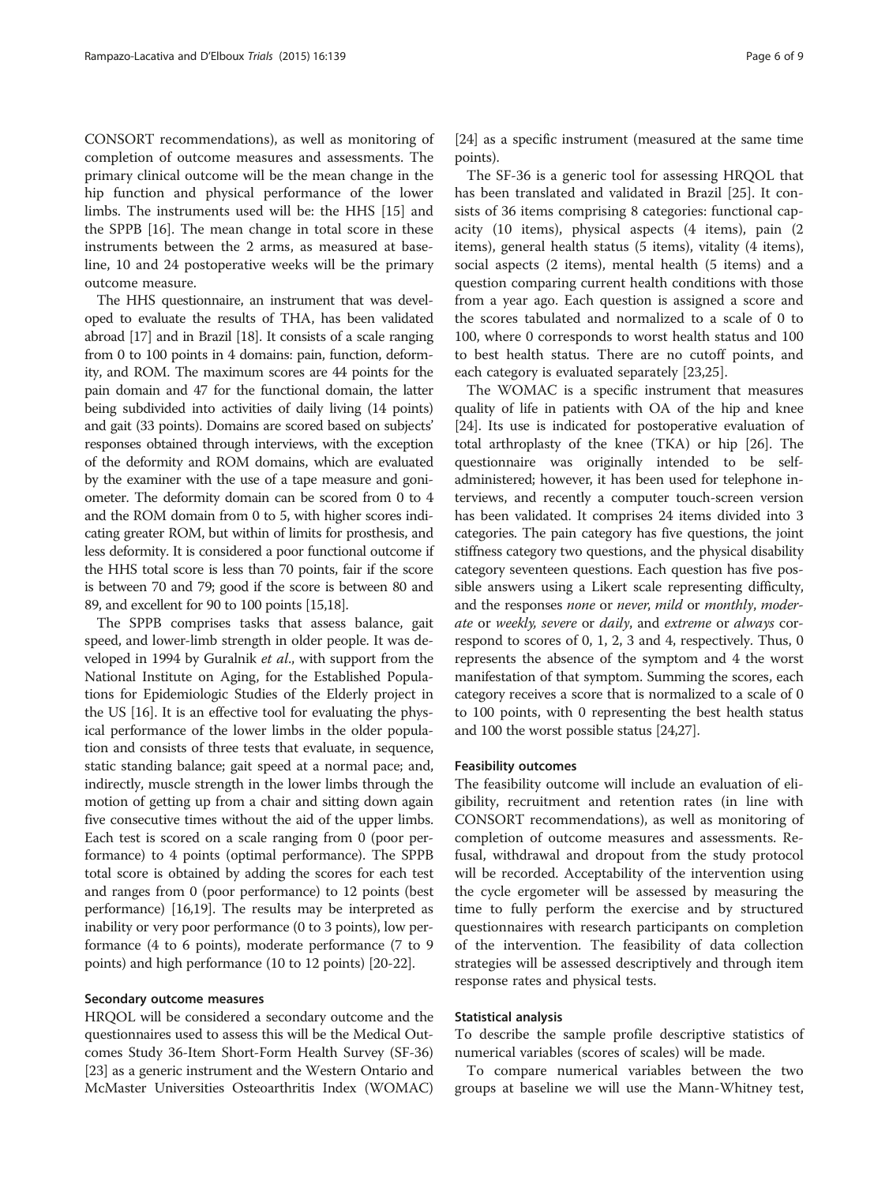CONSORT recommendations), as well as monitoring of completion of outcome measures and assessments. The primary clinical outcome will be the mean change in the hip function and physical performance of the lower limbs. The instruments used will be: the HHS [15] and the SPPB [16]. The mean change in total score in these instruments between the 2 arms, as measured at baseline, 10 and 24 postoperative weeks will be the primary outcome measure.

The HHS questionnaire, an instrument that was developed to evaluate the results of THA, has been validated abroad [17] and in Brazil [18]. It consists of a scale ranging from 0 to 100 points in 4 domains: pain, function, deformity, and ROM. The maximum scores are 44 points for the pain domain and 47 for the functional domain, the latter being subdivided into activities of daily living (14 points) and gait (33 points). Domains are scored based on subjects' responses obtained through interviews, with the exception of the deformity and ROM domains, which are evaluated by the examiner with the use of a tape measure and goniometer. The deformity domain can be scored from 0 to 4 and the ROM domain from 0 to 5, with higher scores indicating greater ROM, but within of limits for prosthesis, and less deformity. It is considered a poor functional outcome if the HHS total score is less than 70 points, fair if the score is between 70 and 79; good if the score is between 80 and 89, and excellent for 90 to 100 points [15,18].

The SPPB comprises tasks that assess balance, gait speed, and lower-limb strength in older people. It was developed in 1994 by Guralnik *et al*., with support from the National Institute on Aging, for the Established Populations for Epidemiologic Studies of the Elderly project in the US [16]. It is an effective tool for evaluating the physical performance of the lower limbs in the older population and consists of three tests that evaluate, in sequence, static standing balance; gait speed at a normal pace; and, indirectly, muscle strength in the lower limbs through the motion of getting up from a chair and sitting down again five consecutive times without the aid of the upper limbs. Each test is scored on a scale ranging from 0 (poor performance) to 4 points (optimal performance). The SPPB total score is obtained by adding the scores for each test and ranges from 0 (poor performance) to 12 points (best performance) [16,19]. The results may be interpreted as inability or very poor performance (0 to 3 points), low performance (4 to 6 points), moderate performance (7 to 9 points) and high performance (10 to 12 points) [20-22].

#### Secondary outcome measures

HRQOL will be considered a secondary outcome and the questionnaires used to assess this will be the Medical Outcomes Study 36-Item Short-Form Health Survey (SF-36) [23] as a generic instrument and the Western Ontario and McMaster Universities Osteoarthritis Index (WOMAC) [24] as a specific instrument (measured at the same time points).

The SF-36 is a generic tool for assessing HRQOL that has been translated and validated in Brazil [25]. It consists of 36 items comprising 8 categories: functional capacity (10 items), physical aspects (4 items), pain (2 items), general health status (5 items), vitality (4 items), social aspects (2 items), mental health (5 items) and a question comparing current health conditions with those from a year ago. Each question is assigned a score and the scores tabulated and normalized to a scale of 0 to 100, where 0 corresponds to worst health status and 100 to best health status. There are no cutoff points, and each category is evaluated separately [23,25].

The WOMAC is a specific instrument that measures quality of life in patients with OA of the hip and knee [24]. Its use is indicated for postoperative evaluation of total arthroplasty of the knee (TKA) or hip [26]. The questionnaire was originally intended to be self-administered; however, it has been used for telephone interviews, and recently a computer touch-screen version has been validated. It comprises 24 items divided into 3 categories. The pain category has five questions, the joint stiffness category two questions, and the physical disability category seventeen questions. Each question has five possible answers using a Likert scale representing difficulty, and the responses *none* or *never*, *mild* or *monthly*, *moderate* or *weekly*, *severe* or *daily*, and *extreme* or *always* correspond to scores of 0, 1, 2, 3 and 4, respectively. Thus, 0 represents the absence of the symptom and 4 the worst manifestation of that symptom. Summing the scores, each category receives a score that is normalized to a scale of 0 to 100 points, with 0 representing the best health status and 100 the worst possible status [24,27].

#### Feasibility outcomes

The feasibility outcome will include an evaluation of eligibility, recruitment and retention rates (in line with CONSORT recommendations), as well as monitoring of completion of outcome measures and assessments. Refusal, withdrawal and dropout from the study protocol will be recorded. Acceptability of the intervention using the cycle ergometer will be assessed by measuring the time to fully perform the exercise and by structured questionnaires with research participants on completion of the intervention. The feasibility of data collection strategies will be assessed descriptively and through item response rates and physical tests.

#### Statistical analysis

To describe the sample profile descriptive statistics of numerical variables (scores of scales) will be made.

To compare numerical variables between the two groups at baseline we will use the Mann-Whitney test,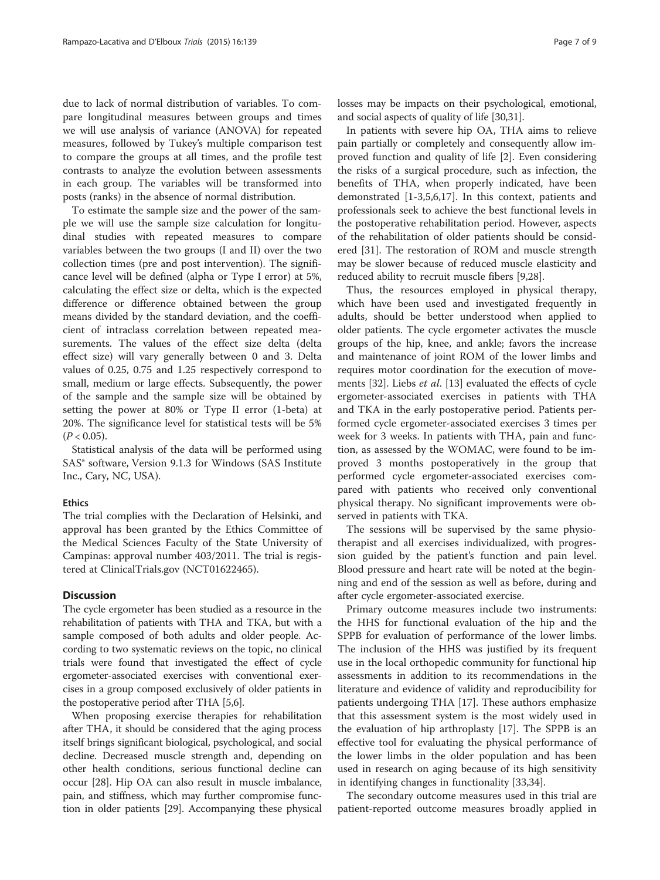due to lack of normal distribution of variables. To compare longitudinal measures between groups and times we will use analysis of variance (ANOVA) for repeated measures, followed by Tukey's multiple comparison test to compare the groups at all times, and the profile test contrasts to analyze the evolution between assessments in each group. The variables will be transformed into posts (ranks) in the absence of normal distribution.

To estimate the sample size and the power of the sample we will use the sample size calculation for longitudinal studies with repeated measures to compare variables between the two groups (I and II) over the two collection times (pre and post intervention). The significance level will be defined (alpha or Type I error) at 5%, calculating the effect size or delta, which is the expected difference or difference obtained between the group means divided by the standard deviation, and the coefficient of intraclass correlation between repeated measurements. The values of the effect size delta (delta effect size) will vary generally between 0 and 3. Delta values of 0.25, 0.75 and 1.25 respectively correspond to small, medium or large effects. Subsequently, the power of the sample and the sample size will be obtained by setting the power at 80% or Type II error (1-beta) at 20%. The significance level for statistical tests will be 5% ($P < 0.05$).

Statistical analysis of the data will be performed using SAS® software, Version 9.1.3 for Windows (SAS Institute Inc., Cary, NC, USA).

#### Ethics

The trial complies with the Declaration of Helsinki, and approval has been granted by the Ethics Committee of the Medical Sciences Faculty of the State University of Campinas: approval number 403/2011. The trial is registered at ClinicalTrials.gov (NCT01622465).

## Discussion

The cycle ergometer has been studied as a resource in the rehabilitation of patients with THA and TKA, but with a sample composed of both adults and older people. According to two systematic reviews on the topic, no clinical trials were found that investigated the effect of cycle ergometer-associated exercises with conventional exercises in a group composed exclusively of older patients in the postoperative period after THA [5,6].

When proposing exercise therapies for rehabilitation after THA, it should be considered that the aging process itself brings significant biological, psychological, and social decline. Decreased muscle strength and, depending on other health conditions, serious functional decline can occur [28]. Hip OA can also result in muscle imbalance, pain, and stiffness, which may further compromise function in older patients [29]. Accompanying these physical losses may be impacts on their psychological, emotional, and social aspects of quality of life [30,31].

In patients with severe hip OA, THA aims to relieve pain partially or completely and consequently allow improved function and quality of life [2]. Even considering the risks of a surgical procedure, such as infection, the benefits of THA, when properly indicated, have been demonstrated [1-3,5,6,17]. In this context, patients and professionals seek to achieve the best functional levels in the postoperative rehabilitation period. However, aspects of the rehabilitation of older patients should be considered [31]. The restoration of ROM and muscle strength may be slower because of reduced muscle elasticity and reduced ability to recruit muscle fibers [9,28].

Thus, the resources employed in physical therapy, which have been used and investigated frequently in adults, should be better understood when applied to older patients. The cycle ergometer activates the muscle groups of the hip, knee, and ankle; favors the increase and maintenance of joint ROM of the lower limbs and requires motor coordination for the execution of movements [32]. Liebs *et al*. [13] evaluated the effects of cycle ergometer-associated exercises in patients with THA and TKA in the early postoperative period. Patients performed cycle ergometer-associated exercises 3 times per week for 3 weeks. In patients with THA, pain and function, as assessed by the WOMAC, were found to be improved 3 months postoperatively in the group that performed cycle ergometer-associated exercises compared with patients who received only conventional physical therapy. No significant improvements were observed in patients with TKA.

The sessions will be supervised by the same physiotherapist and all exercises individualized, with progression guided by the patient's function and pain level. Blood pressure and heart rate will be noted at the beginning and end of the session as well as before, during and after cycle ergometer-associated exercise.

Primary outcome measures include two instruments: the HHS for functional evaluation of the hip and the SPPB for evaluation of performance of the lower limbs. The inclusion of the HHS was justified by its frequent use in the local orthopedic community for functional hip assessments in addition to its recommendations in the literature and evidence of validity and reproducibility for patients undergoing THA [17]. These authors emphasize that this assessment system is the most widely used in the evaluation of hip arthroplasty [17]. The SPPB is an effective tool for evaluating the physical performance of the lower limbs in the older population and has been used in research on aging because of its high sensitivity in identifying changes in functionality [33,34].

The secondary outcome measures used in this trial are patient-reported outcome measures broadly applied in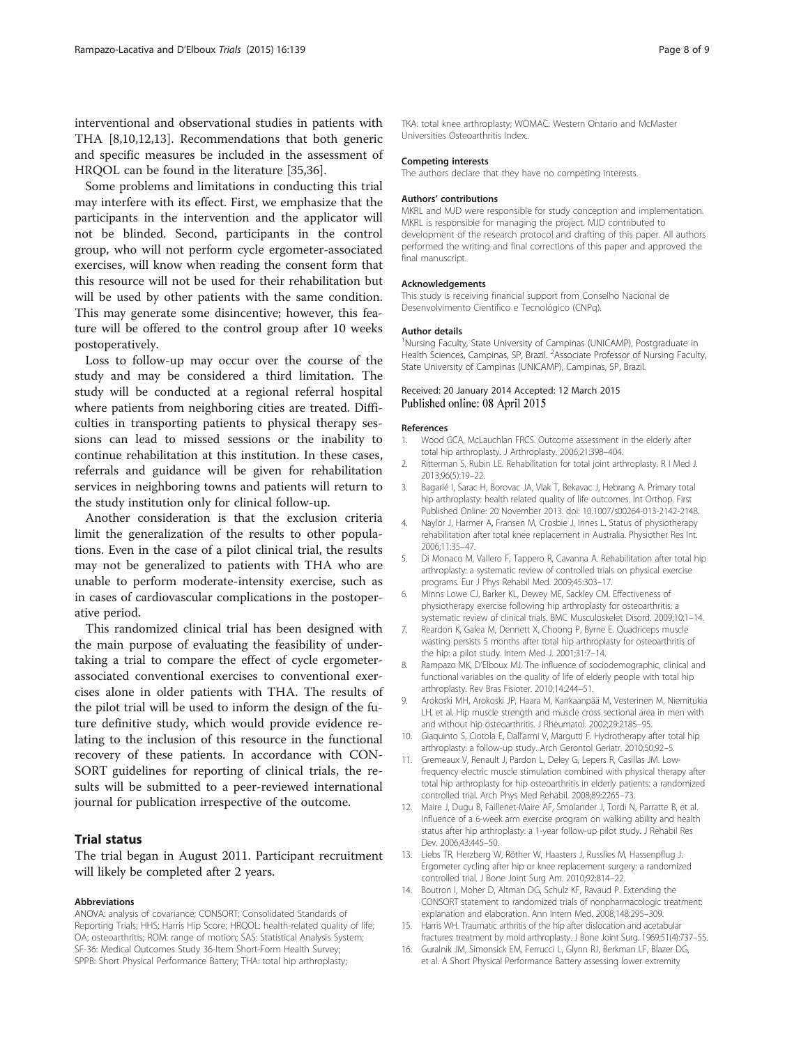interventional and observational studies in patients with THA [8,10,12,13]. Recommendations that both generic and specific measures be included in the assessment of HRQOL can be found in the literature [35,36].

Some problems and limitations in conducting this trial may interfere with its effect. First, we emphasize that the participants in the intervention and the applicator will not be blinded. Second, participants in the control group, who will not perform cycle ergometer-associated exercises, will know when reading the consent form that this resource will not be used for their rehabilitation but will be used by other patients with the same condition. This may generate some disincentive; however, this feature will be offered to the control group after 10 weeks postoperatively.

Loss to follow-up may occur over the course of the study and may be considered a third limitation. The study will be conducted at a regional referral hospital where patients from neighboring cities are treated. Difficulties in transporting patients to physical therapy sessions can lead to missed sessions or the inability to continue rehabilitation at this institution. In these cases, referrals and guidance will be given for rehabilitation services in neighboring towns and patients will return to the study institution only for clinical follow-up.

Another consideration is that the exclusion criteria limit the generalization of the results to other populations. Even in the case of a pilot clinical trial, the results may not be generalized to patients with THA who are unable to perform moderate-intensity exercise, such as in cases of cardiovascular complications in the postoperative period.

This randomized clinical trial has been designed with the main purpose of evaluating the feasibility of undertaking a trial to compare the effect of cycle ergometer-associated conventional exercises to conventional exercises alone in older patients with THA. The results of the pilot trial will be used to inform the design of the future definitive study, which would provide evidence relating to the inclusion of this resource in the functional recovery of these patients. In accordance with CONSORT guidelines for reporting of clinical trials, the results will be submitted to a peer-reviewed international journal for publication irrespective of the outcome.

## Trial status

The trial began in August 2011. Participant recruitment will likely be completed after 2 years.

#### Abbreviations

ANOVA: analysis of covariance; CONSORT: Consolidated Standards of Reporting Trials; HHS: Harris Hip Score; HRQOL: health-related quality of life; OA: osteoarthritis; ROM: range of motion; SAS: Statistical Analysis System; SF-36: Medical Outcomes Study 36-Item Short-Form Health Survey; SPPB: Short Physical Performance Battery; THA: total hip arthroplasty; TKA: total knee arthroplasty; WOMAC: Western Ontario and McMaster Universities Osteoarthritis Index..

#### Competing interests

The authors declare that they have no competing interests.

#### Authors' contributions

MKRL and MJD were responsible for study conception and implementation. MKRL is responsible for managing the project. MJD contributed to development of the research protocol and drafting of this paper. All authors performed the writing and final corrections of this paper and approved the final manuscript.

#### Acknowledgements

This study is receiving financial support from Conselho Nacional de Desenvolvimento Científico e Tecnológico (CNPq).

#### Author details

[1]Nursing Faculty, State University of Campinas (UNICAMP), Postgraduate in Health Sciences, Campinas, SP, Brazil. [2]Associate Professor of Nursing Faculty, State University of Campinas (UNICAMP), Campinas, SP, Brazil.

Received: 20 January 2014 Accepted: 12 March 2015
Published online: 08 April 2015

#### References

1. Wood GCA, McLauchlan FRCS. Outcome assessment in the elderly after total hip arthroplasty. J Arthroplasty. 2006;21:398–404.
2. Ritterman S, Rubin LE. Rehabilitation for total joint arthroplasty. R I Med J. 2013;96(5):19–22.
3. Bagarié I, Sarac H, Borovac JA, Vlak T, Bekavac J, Hebrang A. Primary total hip arthroplasty: health related quality of life outcomes. Int Orthop. First Published Online: 20 November 2013. doi: 10.1007/s00264-013-2142-2148.
4. Naylor J, Harmer A, Fransen M, Crosbie J, Innes L. Status of physiotherapy rehabilitation after total knee replacement in Australia. Physiother Res Int. 2006;11:35–47.
5. Di Monaco M, Vallero F, Tappero R, Cavanna A. Rehabilitation after total hip arthroplasty: a systematic review of controlled trials on physical exercise programs. Eur J Phys Rehabil Med. 2009;45:303–17.
6. Minns Lowe CJ, Barker KL, Dewey ME, Sackley CM. Effectiveness of physiotherapy exercise following hip arthroplasty for osteoarthritis: a systematic review of clinical trials. BMC Musculoskelet Disord. 2009;10:1–14.
7. Reardon K, Galea M, Dennett X, Choong P, Byrne E. Quadriceps muscle wasting persists 5 months after total hip arthroplasty for osteoarthritis of the hip: a pilot study. Intern Med J. 2001;31:7–14.
8. Rampazo MK, D'Elboux MJ. The influence of sociodemographic, clinical and functional variables on the quality of life of elderly people with total hip arthroplasty. Rev Bras Fisioter. 2010;14:244–51.
9. Arokoski MH, Arokoski JP, Haara M, Kankaanpää M, Vesterinen M, Niemitukia LH, et al. Hip muscle strength and muscle cross sectional area in men with and without hip osteoarthritis. J Rheumatol. 2002;29:2185–95.
10. Giaquinto S, Ciotola E, Dall'armi V, Margutti F. Hydrotherapy after total hip arthroplasty: a follow-up study. Arch Gerontol Geriatr. 2010;50:92–5.
11. Gremeaux V, Renault J, Pardon L, Deley G, Lepers R, Casillas JM. Low-frequency electric muscle stimulation combined with physical therapy after total hip arthroplasty for hip osteoarthritis in elderly patients: a randomized controlled trial. Arch Phys Med Rehabil. 2008;89:2265–73.
12. Maire J, Dugu B, Faillenet-Maire AF, Smolander J, Tordi N, Parratte B, et al. Influence of a 6-week arm exercise program on walking ability and health status after hip arthroplasty: a 1-year follow-up pilot study. J Rehabil Res Dev. 2006;43:445–50.
13. Liebs TR, Herzberg W, Röther W, Haasters J, Russlies M, Hassenpflug J. Ergometer cycling after hip or knee replacement surgery: a randomized controlled trial. J Bone Joint Surg Am. 2010;92:814–22.
14. Boutron I, Moher D, Altman DG, Schulz KF, Ravaud P. Extending the CONSORT statement to randomized trials of nonpharmacologic treatment: explanation and elaboration. Ann Intern Med. 2008;148:295–309.
15. Harris WH. Traumatic arthritis of the hip after dislocation and acetabular fractures: treatment by mold arthroplasty. J Bone Joint Surg. 1969;51(4):737–55.
16. Guralnik JM, Simonsick EM, Ferrucci L, Glynn RJ, Berkman LF, Blazer DG, et al. A Short Physical Performance Battery assessing lower extremity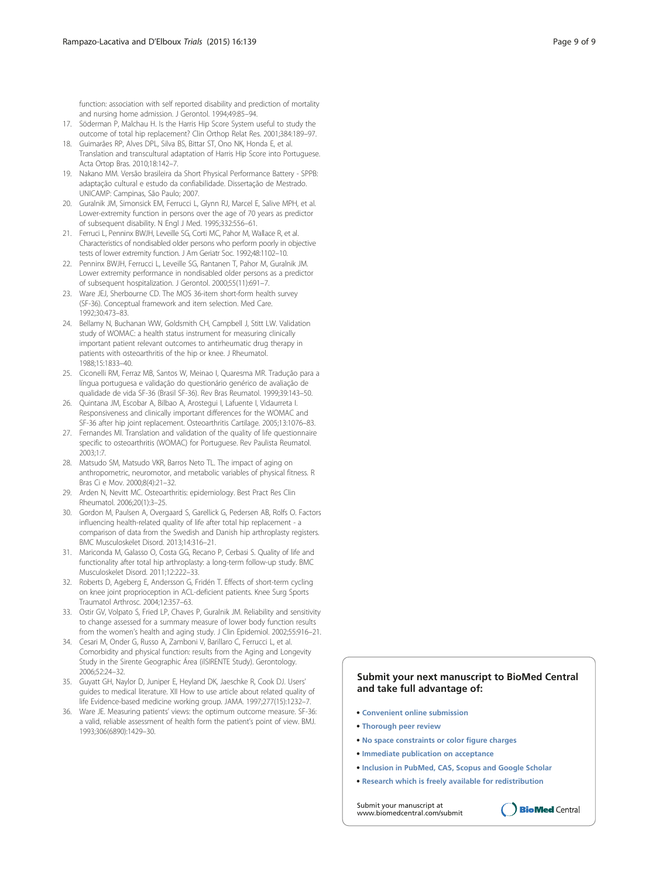function: association with self reported disability and prediction of mortality and nursing home admission. J Gerontol. 1994;49:85–94.

17. Söderman P, Malchau H. Is the Harris Hip Score System useful to study the outcome of total hip replacement? Clin Orthop Relat Res. 2001;384:189–97.
18. Guimarães RP, Alves DPL, Silva BS, Bittar ST, Ono NK, Honda E, et al. Translation and transcultural adaptation of Harris Hip Score into Portuguese. Acta Ortop Bras. 2010;18:142–7.
19. Nakano MM. Versão brasileira da Short Physical Performance Battery - SPPB: adaptação cultural e estudo da confiabilidade. Dissertação de Mestrado. UNICAMP: Campinas, São Paulo; 2007.
20. Guralnik JM, Simonsick EM, Ferrucci L, Glynn RJ, Marcel E, Salive MPH, et al. Lower-extremity function in persons over the age of 70 years as predictor of subsequent disability. N Engl J Med. 1995;332:556–61.
21. Ferruci L, Penninx BWJH, Leveille SG, Corti MC, Pahor M, Wallace R, et al. Characteristics of nondisabled older persons who perform poorly in objective tests of lower extremity function. J Am Geriatr Soc. 1992;48:1102–10.
22. Penninx BWJH, Ferrucci L, Leveille SG, Rantanen T, Pahor M, Guralnik JM. Lower extremity performance in nondisabled older persons as a predictor of subsequent hospitalization. J Gerontol. 2000;55(11):691–7.
23. Ware JEJ, Sherbourne CD. The MOS 36-item short-form health survey (SF-36). Conceptual framework and item selection. Med Care. 1992;30:473–83.
24. Bellamy N, Buchanan WW, Goldsmith CH, Campbell J, Stitt LW. Validation study of WOMAC: a health status instrument for measuring clinically important patient relevant outcomes to antirheumatic drug therapy in patients with osteoarthritis of the hip or knee. J Rheumatol. 1988;15:1833–40.
25. Ciconelli RM, Ferraz MB, Santos W, Meinao I, Quaresma MR. Tradução para a língua portuguesa e validação do questionário genérico de avaliação de qualidade de vida SF-36 (Brasil SF-36). Rev Bras Reumatol. 1999;39:143–50.
26. Quintana JM, Escobar A, Bilbao A, Arostegui I, Lafuente I, Vidaurreta I. Responsiveness and clinically important differences for the WOMAC and SF-36 after hip joint replacement. Osteoarthritis Cartilage. 2005;13:1076–83.
27. Fernandes MI. Translation and validation of the quality of life questionnaire specific to osteoarthritis (WOMAC) for Portuguese. Rev Paulista Reumatol. 2003;1:7.
28. Matsudo SM, Matsudo VKR, Barros Neto TL. The impact of aging on anthropometric, neuromotor, and metabolic variables of physical fitness. R Bras Ci e Mov. 2000;8(4):21–32.
29. Arden N, Nevitt MC. Osteoarthritis: epidemiology. Best Pract Res Clin Rheumatol. 2006;20(1):3–25.
30. Gordon M, Paulsen A, Overgaard S, Garellick G, Pedersen AB, Rolfs O. Factors influencing health-related quality of life after total hip replacement - a comparison of data from the Swedish and Danish hip arthroplasty registers. BMC Musculoskelet Disord. 2013;14:316–21.
31. Mariconda M, Galasso O, Costa GG, Recano P, Cerbasi S. Quality of life and functionality after total hip arthroplasty: a long-term follow-up study. BMC Musculoskelet Disord. 2011;12:222–33.
32. Roberts D, Ageberg E, Andersson G, Fridén T. Effects of short-term cycling on knee joint proprioception in ACL-deficient patients. Knee Surg Sports Traumatol Arthrosc. 2004;12:357–63.
33. Ostir GV, Volpato S, Fried LP, Chaves P, Guralnik JM. Reliability and sensitivity to change assessed for a summary measure of lower body function results from the women's health and aging study. J Clin Epidemiol. 2002;55:916–21.
34. Cesari M, Onder G, Russo A, Zamboni V, Barillaro C, Ferrucci L, et al. Comorbidity and physical function: results from the Aging and Longevity Study in the Sirente Geographic Área (ilSIRENTE Study). Gerontology. 2006;52:24–32.
35. Guyatt GH, Naylor D, Juniper E, Heyland DK, Jaeschke R, Cook DJ. Users' guides to medical literature. XII How to use article about related quality of life Evidence-based medicine working group. JAMA. 1997;277(15):1232–7.
36. Ware JE. Measuring patients' views: the optimum outcome measure. SF-36: a valid, reliable assessment of health form the patient's point of view. BMJ. 1993;306(6890):1429–30.

**Submit your next manuscript to BioMed Central and take full advantage of:**

- **Convenient online submission**
- **Thorough peer review**
- **No space constraints or color figure charges**
- **Immediate publication on acceptance**
- **Inclusion in PubMed, CAS, Scopus and Google Scholar**
- **Research which is freely available for redistribution**

Submit your manuscript at
www.biomedcentral.com/submit

BioMed Central